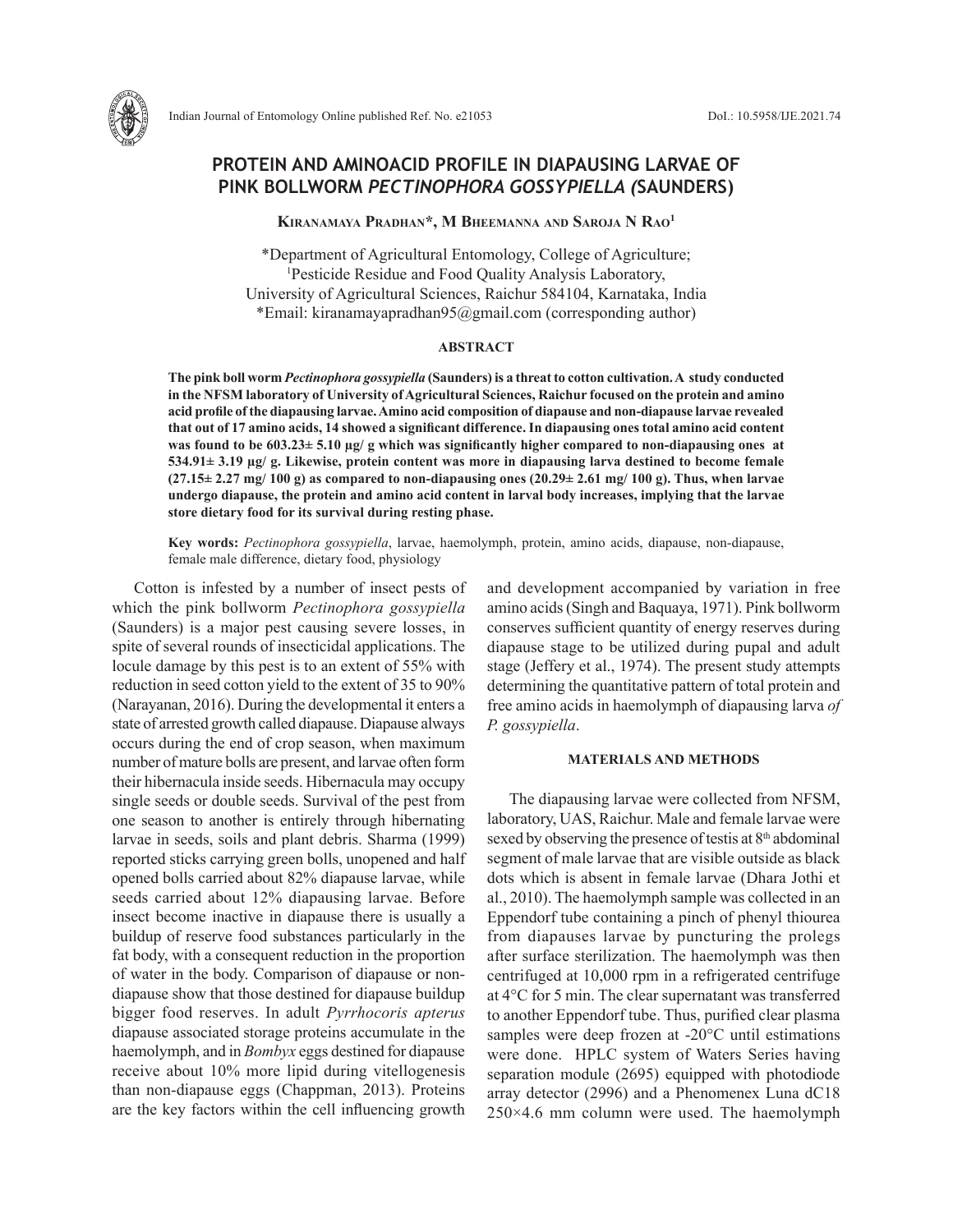# PROTEIN AND AMINOACID PROFILE IN DIAPAUSING LARVAE OF PINK BOLLWORM *PECTINOPHORA GOSSYPIELLA (*SAUNDERS)

**Kiranamaya Pradhan*, M Bheemanna and Saroja N Rao[1]**

*Department of Agricultural Entomology, College of Agriculture;
[1]Pesticide Residue and Food Quality Analysis Laboratory,
University of Agricultural Sciences, Raichur 584104, Karnataka, India
*Email: kiranamayapradhan95@gmail.com (corresponding author)

## ABSTRACT

**The pink boll worm *Pectinophora gossypiella* (Saunders) is a threat to cotton cultivation. A study conducted in the NFSM laboratory of University of Agricultural Sciences, Raichur focused on the protein and amino acid profile of the diapausing larvae. Amino acid composition of diapause and non-diapause larvae revealed that out of 17 amino acids, 14 showed a significant difference. In diapausing ones total amino acid content was found to be 603.23± 5.10 µg/ g which was significantly higher compared to non-diapausing ones at 534.91± 3.19 µg/ g. Likewise, protein content was more in diapausing larva destined to become female (27.15± 2.27 mg/ 100 g) as compared to non-diapausing ones (20.29± 2.61 mg/ 100 g). Thus, when larvae undergo diapause, the protein and amino acid content in larval body increases, implying that the larvae store dietary food for its survival during resting phase.**

**Key words:** *Pectinophora gossypiella*, larvae, haemolymph, protein, amino acids, diapause, non-diapause, female male difference, dietary food, physiology

Cotton is infested by a number of insect pests of which the pink bollworm *Pectinophora gossypiella* (Saunders) is a major pest causing severe losses, in spite of several rounds of insecticidal applications. The locule damage by this pest is to an extent of 55% with reduction in seed cotton yield to the extent of 35 to 90% (Narayanan, 2016). During the developmental it enters a state of arrested growth called diapause. Diapause always occurs during the end of crop season, when maximum number of mature bolls are present, and larvae often form their hibernacula inside seeds. Hibernacula may occupy single seeds or double seeds. Survival of the pest from one season to another is entirely through hibernating larvae in seeds, soils and plant debris. Sharma (1999) reported sticks carrying green bolls, unopened and half opened bolls carried about 82% diapause larvae, while seeds carried about 12% diapausing larvae. Before insect become inactive in diapause there is usually a buildup of reserve food substances particularly in the fat body, with a consequent reduction in the proportion of water in the body. Comparison of diapause or non-diapause show that those destined for diapause buildup bigger food reserves. In adult *Pyrrhocoris apterus* diapause associated storage proteins accumulate in the haemolymph, and in *Bombyx* eggs destined for diapause receive about 10% more lipid during vitellogenesis than non-diapause eggs (Chappman, 2013). Proteins are the key factors within the cell influencing growth and development accompanied by variation in free amino acids (Singh and Baquaya, 1971). Pink bollworm conserves sufficient quantity of energy reserves during diapause stage to be utilized during pupal and adult stage (Jeffery et al., 1974). The present study attempts determining the quantitative pattern of total protein and free amino acids in haemolymph of diapausing larva *of P. gossypiella*.

## MATERIALS AND METHODS

The diapausing larvae were collected from NFSM, laboratory, UAS, Raichur. Male and female larvae were sexed by observing the presence of testis at 8th abdominal segment of male larvae that are visible outside as black dots which is absent in female larvae (Dhara Jothi et al., 2010). The haemolymph sample was collected in an Eppendorf tube containing a pinch of phenyl thiourea from diapauses larvae by puncturing the prolegs after surface sterilization. The haemolymph was then centrifuged at 10,000 rpm in a refrigerated centrifuge at 4°C for 5 min. The clear supernatant was transferred to another Eppendorf tube. Thus, purified clear plasma samples were deep frozen at -20°C until estimations were done. HPLC system of Waters Series having separation module (2695) equipped with photodiode array detector (2996) and a Phenomenex Luna dC18 250×4.6 mm column were used. The haemolymph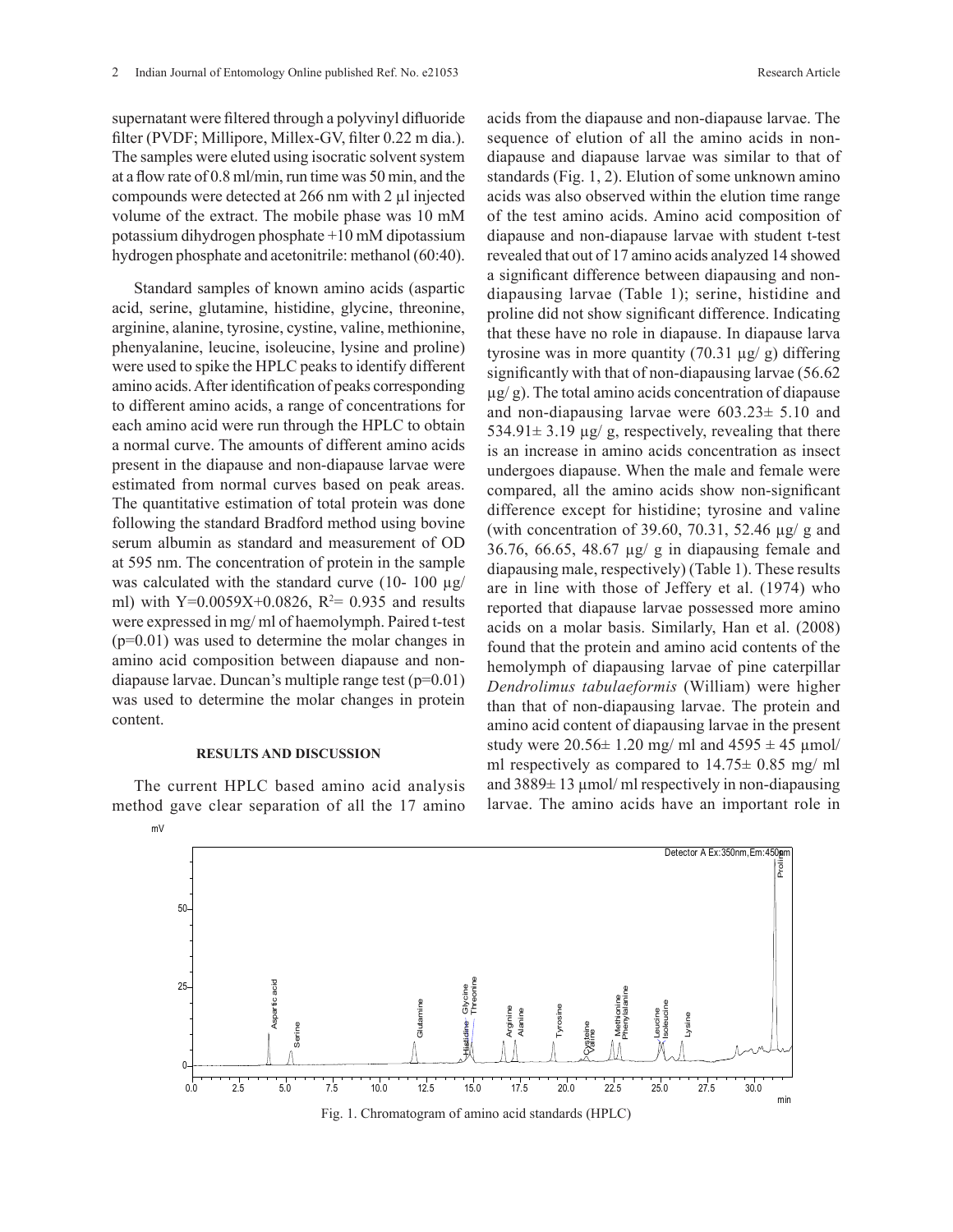supernatant were filtered through a polyvinyl difluoride filter (PVDF; Millipore, Millex-GV, filter 0.22 m dia.). The samples were eluted using isocratic solvent system at a flow rate of 0.8 ml/min, run time was 50 min, and the compounds were detected at 266 nm with 2 µl injected volume of the extract. The mobile phase was 10 mM potassium dihydrogen phosphate +10 mM dipotassium hydrogen phosphate and acetonitrile: methanol (60:40).

Standard samples of known amino acids (aspartic acid, serine, glutamine, histidine, glycine, threonine, arginine, alanine, tyrosine, cystine, valine, methionine, phenyalanine, leucine, isoleucine, lysine and proline) were used to spike the HPLC peaks to identify different amino acids. After identification of peaks corresponding to different amino acids, a range of concentrations for each amino acid were run through the HPLC to obtain a normal curve. The amounts of different amino acids present in the diapause and non-diapause larvae were estimated from normal curves based on peak areas. The quantitative estimation of total protein was done following the standard Bradford method using bovine serum albumin as standard and measurement of OD at 595 nm. The concentration of protein in the sample was calculated with the standard curve (10- 100 µg/ ml) with $Y=0.0059X+0.0826$, $R^2= 0.935$ and results were expressed in mg/ ml of haemolymph. Paired t-test ($p=0.01$) was used to determine the molar changes in amino acid composition between diapause and non-diapause larvae. Duncan's multiple range test ($p=0.01$) was used to determine the molar changes in protein content.

## RESULTS AND DISCUSSION

The current HPLC based amino acid analysis method gave clear separation of all the 17 amino acids from the diapause and non-diapause larvae. The sequence of elution of all the amino acids in non-diapause and diapause larvae was similar to that of standards (Fig. 1, 2). Elution of some unknown amino acids was also observed within the elution time range of the test amino acids. Amino acid composition of diapause and non-diapause larvae with student t-test revealed that out of 17 amino acids analyzed 14 showed a significant difference between diapausing and non-diapausing larvae (Table 1); serine, histidine and proline did not show significant difference. Indicating that these have no role in diapause. In diapause larva tyrosine was in more quantity (70.31 µg/ g) differing significantly with that of non-diapausing larvae (56.62 µg/ g). The total amino acids concentration of diapause and non-diapausing larvae were 603.23± 5.10 and 534.91± 3.19 µg/ g, respectively, revealing that there is an increase in amino acids concentration as insect undergoes diapause. When the male and female were compared, all the amino acids show non-significant difference except for histidine; tyrosine and valine (with concentration of 39.60, 70.31, 52.46 µg/ g and 36.76, 66.65, 48.67 µg/ g in diapausing female and diapausing male, respectively) (Table 1). These results are in line with those of Jeffery et al. (1974) who reported that diapause larvae possessed more amino acids on a molar basis. Similarly, Han et al. (2008) found that the protein and amino acid contents of the hemolymph of diapausing larvae of pine caterpillar *Dendrolimus tabulaeformis* (William) were higher than that of non-diapausing larvae. The protein and amino acid content of diapausing larvae in the present study were 20.56± 1.20 mg/ ml and 4595 ± 45 µmol/ ml respectively as compared to 14.75± 0.85 mg/ ml and 3889± 13 µmol/ ml respectively in non-diapausing larvae. The amino acids have an important role in

Fig. 1. Chromatogram of amino acid standards (HPLC)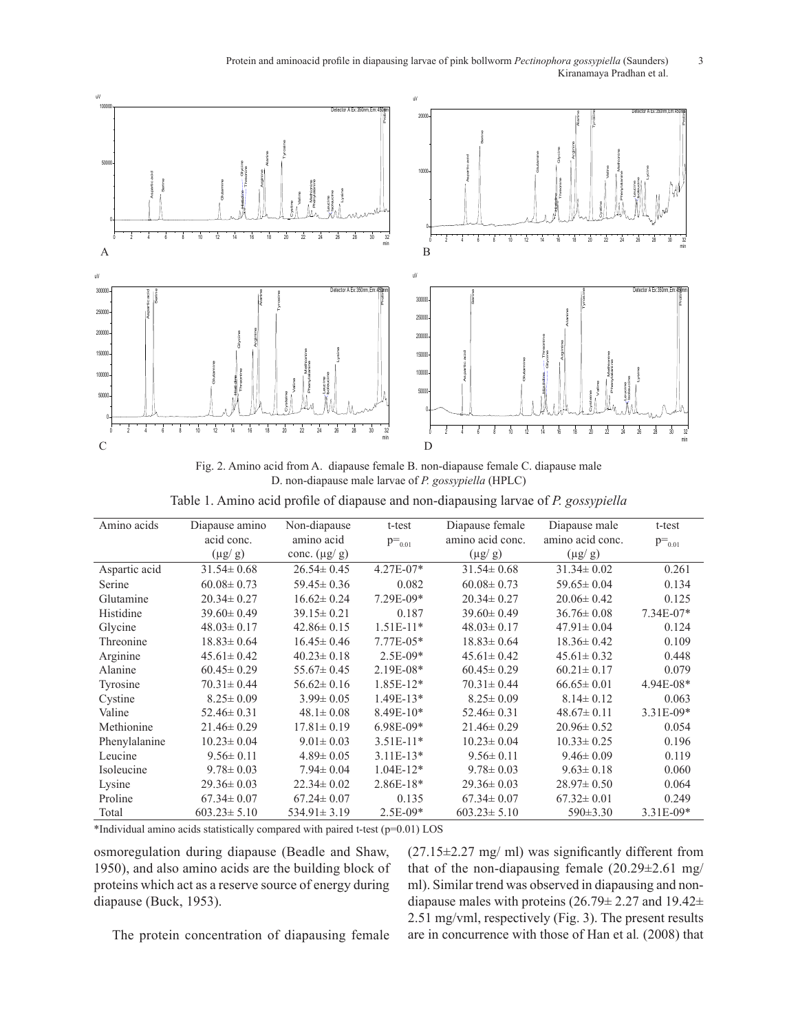Fig. 2. Amino acid from A. diapause female B. non-diapause female C. diapause male D. non-diapause male larvae of *P. gossypiella* (HPLC)

Table 1. Amino acid profile of diapause and non-diapausing larvae of *P. gossypiella*

| Amino acids | Diapause amino acid conc. (μg/ g) | Non-diapause amino acid conc. (μg/ g) | t-test $p=_{0.01}$ | Diapause female amino acid conc. (μg/ g) | Diapause male amino acid conc. (μg/ g) | t-test $p=_{0.01}$ |
|---|---|---|---|---|---|---|
| Aspartic acid | 31.54± 0.68 | 26.54± 0.45 | 4.27E-07* | 31.54± 0.68 | 31.34± 0.02 | 0.261 |
| Serine | 60.08± 0.73 | 59.45± 0.36 | 0.082 | 60.08± 0.73 | 59.65± 0.04 | 0.134 |
| Glutamine | 20.34± 0.27 | 16.62± 0.24 | 7.29E-09* | 20.34± 0.27 | 20.06± 0.42 | 0.125 |
| Histidine | 39.60± 0.49 | 39.15± 0.21 | 0.187 | 39.60± 0.49 | 36.76± 0.08 | 7.34E-07* |
| Glycine | 48.03± 0.17 | 42.86± 0.15 | 1.51E-11* | 48.03± 0.17 | 47.91± 0.04 | 0.124 |
| Threonine | 18.83± 0.64 | 16.45± 0.46 | 7.77E-05* | 18.83± 0.64 | 18.36± 0.42 | 0.109 |
| Arginine | 45.61± 0.42 | 40.23± 0.18 | 2.5E-09* | 45.61± 0.42 | 45.61± 0.32 | 0.448 |
| Alanine | 60.45± 0.29 | 55.67± 0.45 | 2.19E-08* | 60.45± 0.29 | 60.21± 0.17 | 0.079 |
| Tyrosine | 70.31± 0.44 | 56.62± 0.16 | 1.85E-12* | 70.31± 0.44 | 66.65± 0.01 | 4.94E-08* |
| Cystine | 8.25± 0.09 | 3.99± 0.05 | 1.49E-13* | 8.25± 0.09 | 8.14± 0.12 | 0.063 |
| Valine | 52.46± 0.31 | 48.1± 0.08 | 8.49E-10* | 52.46± 0.31 | 48.67± 0.11 | 3.31E-09* |
| Methionine | 21.46± 0.29 | 17.81± 0.19 | 6.98E-09* | 21.46± 0.29 | 20.96± 0.52 | 0.054 |
| Phenylalanine | 10.23± 0.04 | 9.01± 0.03 | 3.51E-11* | 10.23± 0.04 | 10.33± 0.25 | 0.196 |
| Leucine | 9.56± 0.11 | 4.89± 0.05 | 3.11E-13* | 9.56± 0.11 | 9.46± 0.09 | 0.119 |
| Isoleucine | 9.78± 0.03 | 7.94± 0.04 | 1.04E-12* | 9.78± 0.03 | 9.63± 0.18 | 0.060 |
| Lysine | 29.36± 0.03 | 22.34± 0.02 | 2.86E-18* | 29.36± 0.03 | 28.97± 0.50 | 0.064 |
| Proline | 67.34± 0.07 | 67.24± 0.07 | 0.135 | 67.34± 0.07 | 67.32± 0.01 | 0.249 |
| Total | 603.23± 5.10 | 534.91± 3.19 | 2.5E-09* | 603.23± 5.10 | 590±3.30 | 3.31E-09* |

*Individual amino acids statistically compared with paired t-test (p=0.01) LOS

osmoregulation during diapause (Beadle and Shaw, 1950), and also amino acids are the building block of proteins which act as a reserve source of energy during diapause (Buck, 1953).

The protein concentration of diapausing female (27.15±2.27 mg/ ml) was significantly different from that of the non-diapausing female (20.29±2.61 mg/ ml). Similar trend was observed in diapausing and non-diapause males with proteins (26.79± 2.27 and 19.42± 2.51 mg/vml, respectively (Fig. 3). The present results are in concurrence with those of Han et al*.* (2008) that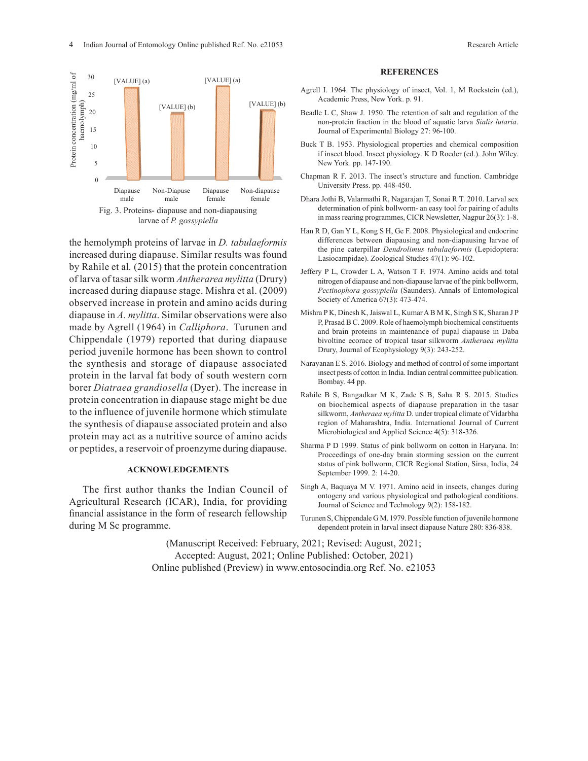Protein concentration (mg/ml of haemolymph)

30
25
20
15
10
5
0

[VALUE] (a)
[VALUE] (b)
[VALUE] (a)
[VALUE] (b)

Diapause male
Non-Diapuse male
Diapause female
Non-diapause female

Fig. 3. Proteins- diapause and non-diapausing larvae of *P. gossypiella*

the hemolymph proteins of larvae in *D. tabulaeformis* increased during diapause. Similar results was found by Rahile et al. (2015) that the protein concentration of larva of tasar silk worm *Antherarea mylitta* (Drury) increased during diapause stage. Mishra et al. (2009) observed increase in protein and amino acids during diapause in *A. mylitta*. Similar observations were also made by Agrell (1964) in *Calliphora*. Turunen and Chippendale (1979) reported that during diapause period juvenile hormone has been shown to control the synthesis and storage of diapause associated protein in the larval fat body of south western corn borer *Diatraea grandiosella* (Dyer). The increase in protein concentration in diapause stage might be due to the influence of juvenile hormone which stimulate the synthesis of diapause associated protein and also protein may act as a nutritive source of amino acids or peptides, a reservoir of proenzyme during diapause.

## ACKNOWLEDGEMENTS

The first author thanks the Indian Council of Agricultural Research (ICAR), India, for providing financial assistance in the form of research fellowship during M Sc programme.

## REFERENCES

Agrell I. 1964. The physiology of insect, Vol. 1, M Rockstein (ed.), Academic Press, New York. p. 91.

Beadle L C, Shaw J. 1950. The retention of salt and regulation of the non-protein fraction in the blood of aquatic larva *Sialis lutaria*. Journal of Experimental Biology 27: 96-100.

Buck T B. 1953. Physiological properties and chemical composition if insect blood. Insect physiology. K D Roeder (ed.). John Wiley. New York. pp. 147-190.

Chapman R F. 2013. The insect's structure and function. Cambridge University Press. pp. 448-450.

Dhara Jothi B, Valarmathi R, Nagarajan T, Sonai R T. 2010. Larval sex determination of pink bollworm- an easy tool for pairing of adults in mass rearing programmes, CICR Newsletter, Nagpur 26(3): 1-8.

Han R D, Gan Y L, Kong S H, Ge F. 2008. Physiological and endocrine differences between diapausing and non-diapausing larvae of the pine caterpillar *Dendrolimus tabulaeformis* (Lepidoptera: Lasiocampidae). Zoological Studies 47(1): 96-102.

Jeffery P L, Crowder L A, Watson T F. 1974. Amino acids and total nitrogen of diapause and non-diapause larvae of the pink bollworm, *Pectinophora gossypiella* (Saunders). Annals of Entomological Society of America 67(3): 473-474.

Mishra P K, Dinesh K, Jaiswal L, Kumar A B M K, Singh S K, Sharan J P P, Prasad B C. 2009. Role of haemolymph biochemical constituents and brain proteins in maintenance of pupal diapause in Daba bivoltine ecorace of tropical tasar silkworm *Antheraea mylitta* Drury, Journal of Ecophysiology 9(3): 243-252.

Narayanan E S. 2016. Biology and method of control of some important insect pests of cotton in India. Indian central committee publication. Bombay. 44 pp.

Rahile B S, Bangadkar M K, Zade S B, Saha R S. 2015. Studies on biochemical aspects of diapause preparation in the tasar silkworm, *Antheraea mylitta* D. under tropical climate of Vidarbha region of Maharashtra, India. International Journal of Current Microbiological and Applied Science 4(5): 318-326.

Sharma P D 1999. Status of pink bollworm on cotton in Haryana. In: Proceedings of one-day brain storming session on the current status of pink bollworm, CICR Regional Station, Sirsa, India, 24 September 1999. 2: 14-20.

Singh A, Baquaya M V. 1971. Amino acid in insects, changes during ontogeny and various physiological and pathological conditions. Journal of Science and Technology 9(2): 158-182.

Turunen S, Chippendale G M. 1979. Possible function of juvenile hormone dependent protein in larval insect diapause Nature 280: 836-838.

(Manuscript Received: February, 2021; Revised: August, 2021; Accepted: August, 2021; Online Published: October, 2021)
Online published (Preview) in www.entosocindia.org Ref. No. e21053